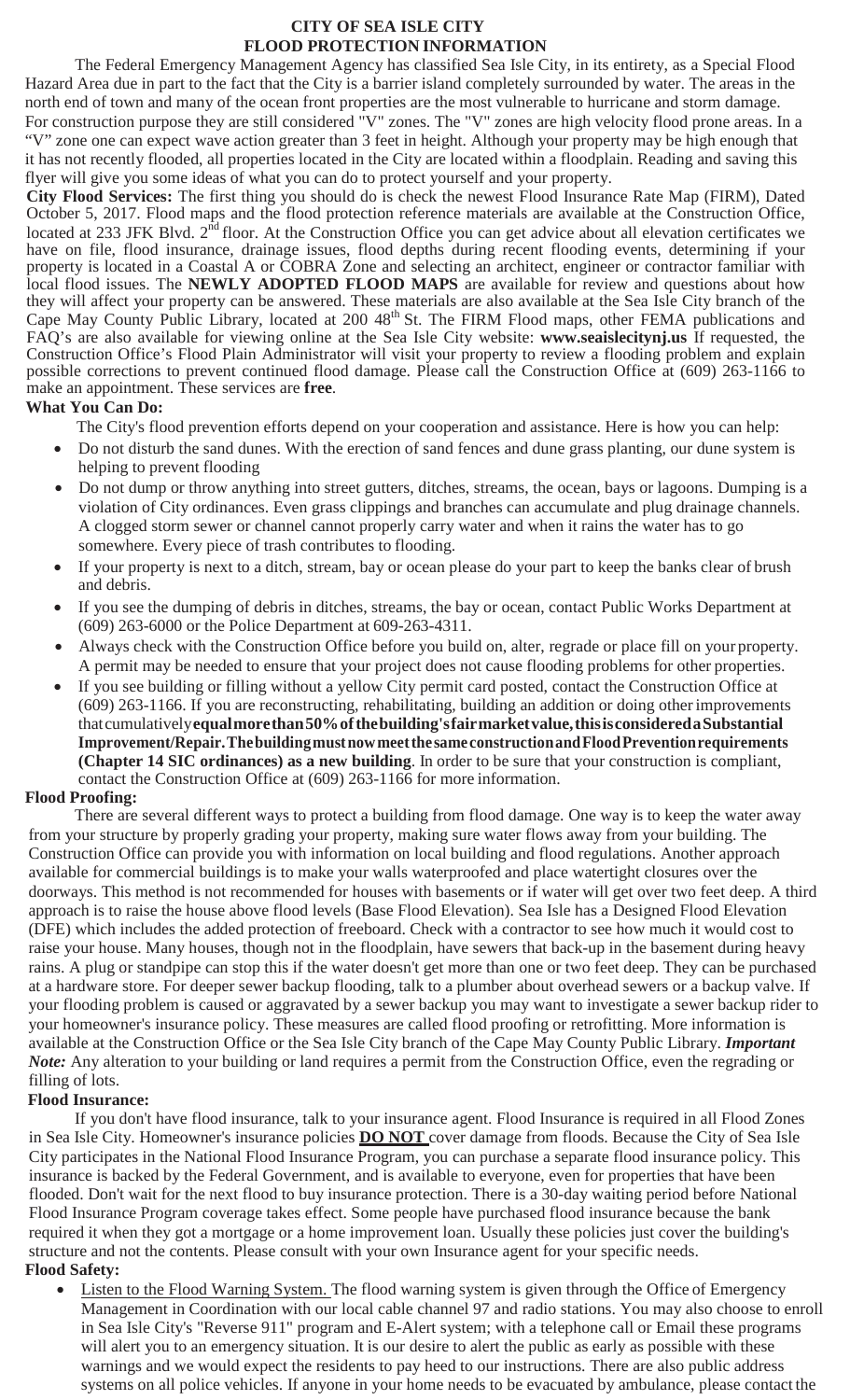# CITY OF SEA ISLE CITY
## FLOOD PROTECTION INFORMATION

The Federal Emergency Management Agency has classified Sea Isle City, in its entirety, as a Special Flood Hazard Area due in part to the fact that the City is a barrier island completely surrounded by water. The areas in the north end of town and many of the ocean front properties are the most vulnerable to hurricane and storm damage. For construction purpose they are still considered "V" zones. The "V" zones are high velocity flood prone areas. In a "V" zone one can expect wave action greater than 3 feet in height. Although your property may be high enough that it has not recently flooded, all properties located in the City are located within a floodplain. Reading and saving this flyer will give you some ideas of what you can do to protect yourself and your property.

**City Flood Services:** The first thing you should do is check the newest Flood Insurance Rate Map (FIRM), Dated October 5, 2017. Flood maps and the flood protection reference materials are available at the Construction Office, located at 233 JFK Blvd. 2nd floor. At the Construction Office you can get advice about all elevation certificates we have on file, flood insurance, drainage issues, flood depths during recent flooding events, determining if your property is located in a Coastal A or COBRA Zone and selecting an architect, engineer or contractor familiar with local flood issues. The **NEWLY ADOPTED FLOOD MAPS** are available for review and questions about how they will affect your property can be answered. These materials are also available at the Sea Isle City branch of the Cape May County Public Library, located at 200 48th St. The FIRM Flood maps, other FEMA publications and FAQ's are also available for viewing online at the Sea Isle City website: **www.seaislecitynj.us** If requested, the Construction Office's Flood Plain Administrator will visit your property to review a flooding problem and explain possible corrections to prevent continued flood damage. Please call the Construction Office at (609) 263-1166 to make an appointment. These services are **free**.

**What You Can Do:**

The City's flood prevention efforts depend on your cooperation and assistance. Here is how you can help:

- Do not disturb the sand dunes. With the erection of sand fences and dune grass planting, our dune system is helping to prevent flooding
- Do not dump or throw anything into street gutters, ditches, streams, the ocean, bays or lagoons. Dumping is a violation of City ordinances. Even grass clippings and branches can accumulate and plug drainage channels. A clogged storm sewer or channel cannot properly carry water and when it rains the water has to go somewhere. Every piece of trash contributes to flooding.
- If your property is next to a ditch, stream, bay or ocean please do your part to keep the banks clear of brush and debris.
- If you see the dumping of debris in ditches, streams, the bay or ocean, contact Public Works Department at (609) 263-6000 or the Police Department at 609-263-4311.
- Always check with the Construction Office before you build on, alter, regrade or place fill on your property. A permit may be needed to ensure that your project does not cause flooding problems for other properties.
- If you see building or filling without a yellow City permit card posted, contact the Construction Office at (609) 263-1166. If you are reconstructing, rehabilitating, building an addition or doing other improvements that cumulatively **equal more than 50% of the building's fair market value, this is considered a Substantial Improvement/Repair. The building must now meet the same construction and Flood Prevention requirements (Chapter 14 SIC ordinances) as a new building**. In order to be sure that your construction is compliant, contact the Construction Office at (609) 263-1166 for more information.

**Flood Proofing:**

There are several different ways to protect a building from flood damage. One way is to keep the water away from your structure by properly grading your property, making sure water flows away from your building. The Construction Office can provide you with information on local building and flood regulations. Another approach available for commercial buildings is to make your walls waterproofed and place watertight closures over the doorways. This method is not recommended for houses with basements or if water will get over two feet deep. A third approach is to raise the house above flood levels (Base Flood Elevation). Sea Isle has a Designed Flood Elevation (DFE) which includes the added protection of freeboard. Check with a contractor to see how much it would cost to raise your house. Many houses, though not in the floodplain, have sewers that back-up in the basement during heavy rains. A plug or standpipe can stop this if the water doesn't get more than one or two feet deep. They can be purchased at a hardware store. For deeper sewer backup flooding, talk to a plumber about overhead sewers or a backup valve. If your flooding problem is caused or aggravated by a sewer backup you may want to investigate a sewer backup rider to your homeowner's insurance policy. These measures are called flood proofing or retrofitting. More information is available at the Construction Office or the Sea Isle City branch of the Cape May County Public Library. ***Important Note:*** Any alteration to your building or land requires a permit from the Construction Office, even the regrading or filling of lots.

**Flood Insurance:**

If you don't have flood insurance, talk to your insurance agent. Flood Insurance is required in all Flood Zones in Sea Isle City. Homeowner's insurance policies **DO NOT** cover damage from floods. Because the City of Sea Isle City participates in the National Flood Insurance Program, you can purchase a separate flood insurance policy. This insurance is backed by the Federal Government, and is available to everyone, even for properties that have been flooded. Don't wait for the next flood to buy insurance protection. There is a 30-day waiting period before National Flood Insurance Program coverage takes effect. Some people have purchased flood insurance because the bank required it when they got a mortgage or a home improvement loan. Usually these policies just cover the building's structure and not the contents. Please consult with your own Insurance agent for your specific needs.

**Flood Safety:**

- Listen to the Flood Warning System. The flood warning system is given through the Office of Emergency Management in Coordination with our local cable channel 97 and radio stations. You may also choose to enroll in Sea Isle City's "Reverse 911" program and E-Alert system; with a telephone call or Email these programs will alert you to an emergency situation. It is our desire to alert the public as early as possible with these warnings and we would expect the residents to pay heed to our instructions. There are also public address systems on all police vehicles. If anyone in your home needs to be evacuated by ambulance, please contact the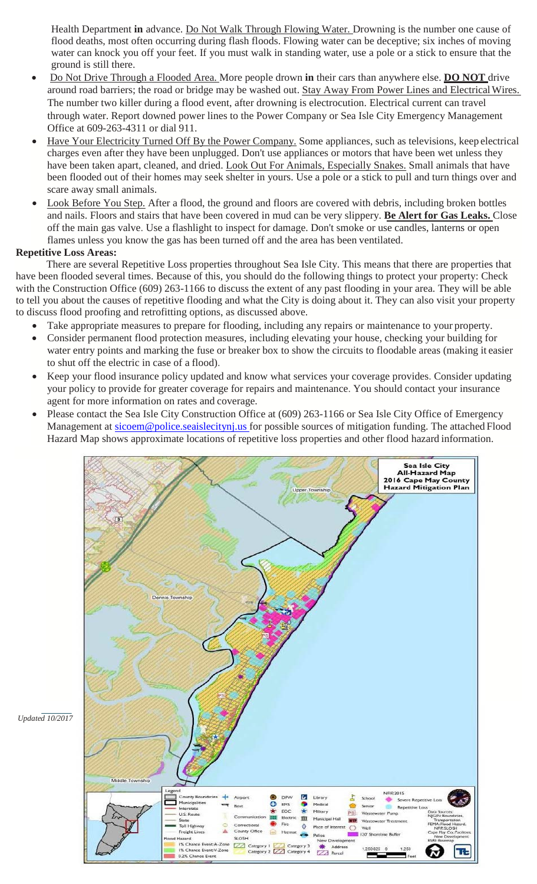Health Department **in** advance. Do Not Walk Through Flowing Water. Drowning is the number one cause of flood deaths, most often occurring during flash floods. Flowing water can be deceptive; six inches of moving water can knock you off your feet. If you must walk in standing water, use a pole or a stick to ensure that the ground is still there.

- Do Not Drive Through a Flooded Area. More people drown **in** their cars than anywhere else. **DO NOT** drive around road barriers; the road or bridge may be washed out. Stay Away From Power Lines and Electrical Wires. The number two killer during a flood event, after drowning is electrocution. Electrical current can travel through water. Report downed power lines to the Power Company or Sea Isle City Emergency Management Office at 609-263-4311 or dial 911.
- Have Your Electricity Turned Off By the Power Company. Some appliances, such as televisions, keep electrical charges even after they have been unplugged. Don't use appliances or motors that have been wet unless they have been taken apart, cleaned, and dried. Look Out For Animals, Especially Snakes. Small animals that have been flooded out of their homes may seek shelter in yours. Use a pole or a stick to pull and turn things over and scare away small animals.
- Look Before You Step. After a flood, the ground and floors are covered with debris, including broken bottles and nails. Floors and stairs that have been covered in mud can be very slippery. **Be Alert for Gas Leaks.** Close off the main gas valve. Use a flashlight to inspect for damage. Don't smoke or use candles, lanterns or open flames unless you know the gas has been turned off and the area has been ventilated.

**Repetitive Loss Areas:**

There are several Repetitive Loss properties throughout Sea Isle City. This means that there are properties that have been flooded several times. Because of this, you should do the following things to protect your property: Check with the Construction Office (609) 263-1166 to discuss the extent of any past flooding in your area. They will be able to tell you about the causes of repetitive flooding and what the City is doing about it. They can also visit your property to discuss flood proofing and retrofitting options, as discussed above.

- Take appropriate measures to prepare for flooding, including any repairs or maintenance to your property.
- Consider permanent flood protection measures, including elevating your house, checking your building for water entry points and marking the fuse or breaker box to show the circuits to floodable areas (making it easier to shut off the electric in case of a flood).
- Keep your flood insurance policy updated and know what services your coverage provides. Consider updating your policy to provide for greater coverage for repairs and maintenance. You should contact your insurance agent for more information on rates and coverage.
- Please contact the Sea Isle City Construction Office at (609) 263-1166 or Sea Isle City Office of Emergency Management at sicoem@police.seaislecitynj.us for possible sources of mitigation funding. The attached Flood Hazard Map shows approximate locations of repetitive loss properties and other flood hazard information.

Sea Isle City
All-Hazard Map
2016 Cape May County
Hazard Mitigation Plan

Upper Township
Dennis Township
Middle Township

Legend
County Boundaries
Municipalities
Interstate
U.S. Route
State
Toll Highway
Freight Lines
Flood Hazard
1% Chance Event:A-Zone
1% Chance Event:V-Zone
0.2% Chance Event
Airport
Boat
Communication
Correctional
County Office
SLOSH
Category 1
Category 2
Category 3
Category 4
DPW
EMS
EOC
Electric
Fire
Hazmat
Library
Medical
Military
Municipal Hall
Place of Interest
Police
New Development
Address
Parcel
School
Senior
Wastewater Pump
Wastewater Treatment
Well
120' Shoreline Buffer
NFIP 2015
Severe Repetitive Loss
Repetitive Loss
Data Sources:
NJGIN: Boundaries, Transportation
FEMA: Flood Hazard, NFIP, SLOSH
Cape May Co.: Facilities, New Development
ESRI: Basemap
1:250,625
0
1,250
Feet

*Updated 10/2017*